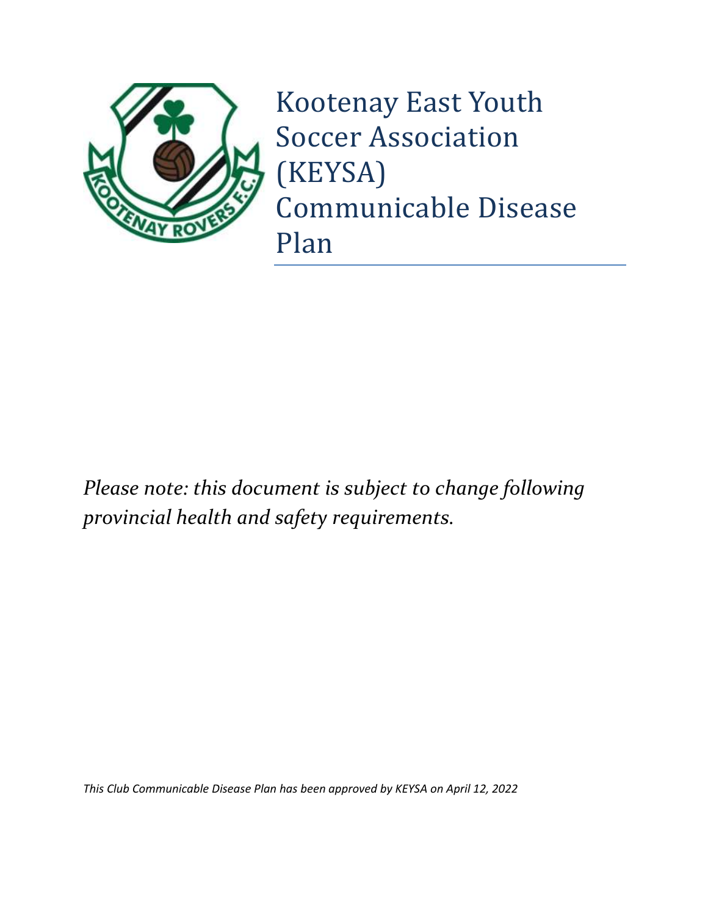# Kootenay East Youth Soccer Association (KEYSA) Communicable Disease Plan

*Please note: this document is subject to change following provincial health and safety requirements.*

*This Club Communicable Disease Plan has been approved by KEYSA on April 12, 2022*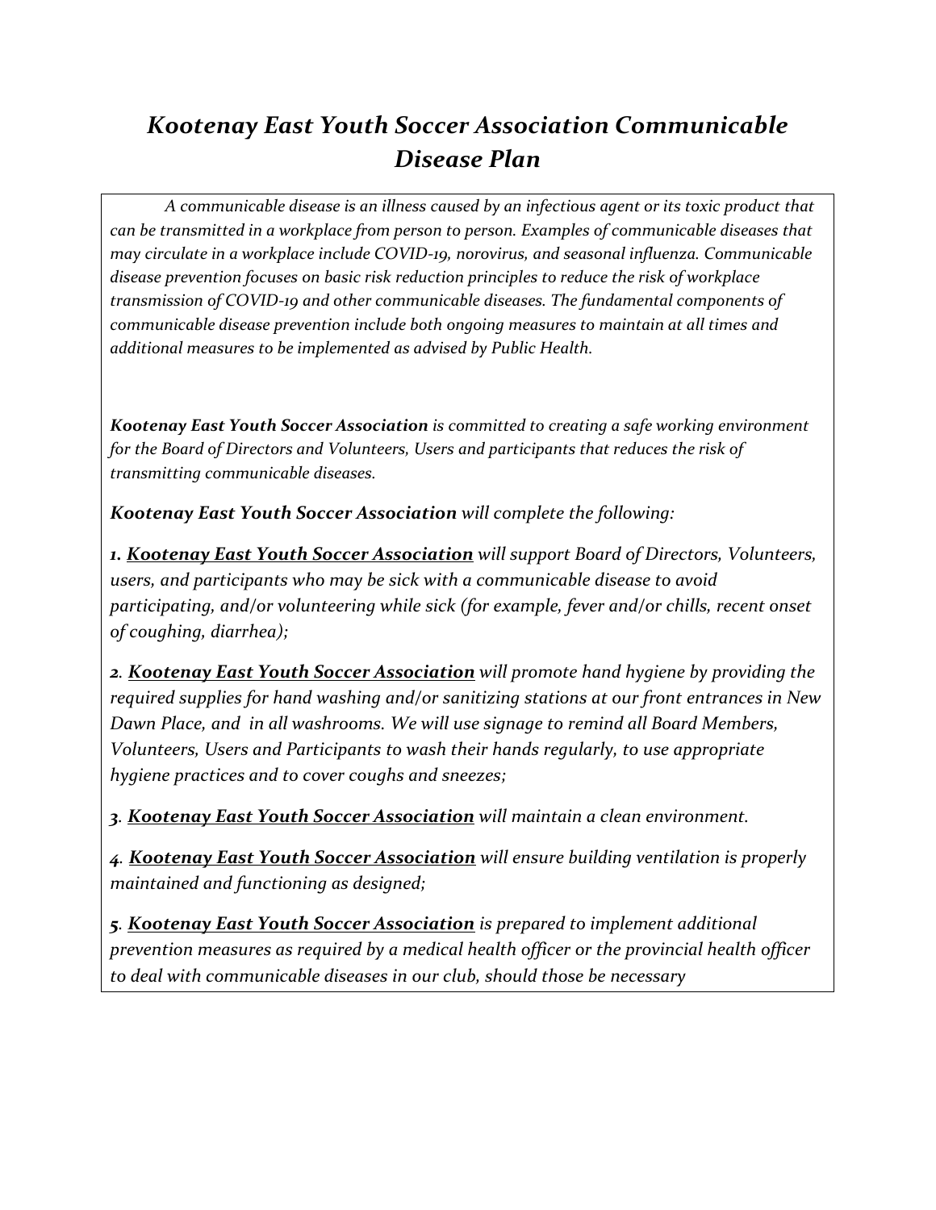# *Kootenay East Youth Soccer Association Communicable Disease Plan*

*A communicable disease is an illness caused by an infectious agent or its toxic product that can be transmitted in a workplace from person to person. Examples of communicable diseases that may circulate in a workplace include COVID-19, norovirus, and seasonal influenza. Communicable disease prevention focuses on basic risk reduction principles to reduce the risk of workplace transmission of COVID-19 and other communicable diseases. The fundamental components of communicable disease prevention include both ongoing measures to maintain at all times and additional measures to be implemented as advised by Public Health.*

***Kootenay East Youth Soccer Association*** *is committed to creating a safe working environment for the Board of Directors and Volunteers, Users and participants that reduces the risk of transmitting communicable diseases.*

***Kootenay East Youth Soccer Association*** *will complete the following:*

***1. <u>Kootenay East Youth Soccer Association</u>*** *will support Board of Directors, Volunteers, users, and participants who may be sick with a communicable disease to avoid participating, and/or volunteering while sick (for example, fever and/or chills, recent onset of coughing, diarrhea);*

***2. <u>Kootenay East Youth Soccer Association</u>*** *will promote hand hygiene by providing the required supplies for hand washing and/or sanitizing stations at our front entrances in New Dawn Place, and in all washrooms. We will use signage to remind all Board Members, Volunteers, Users and Participants to wash their hands regularly, to use appropriate hygiene practices and to cover coughs and sneezes;*

***3. <u>Kootenay East Youth Soccer Association</u>*** *will maintain a clean environment.*

***4. <u>Kootenay East Youth Soccer Association</u>*** *will ensure building ventilation is properly maintained and functioning as designed;*

***5. <u>Kootenay East Youth Soccer Association</u>*** *is prepared to implement additional prevention measures as required by a medical health officer or the provincial health officer to deal with communicable diseases in our club, should those be necessary*